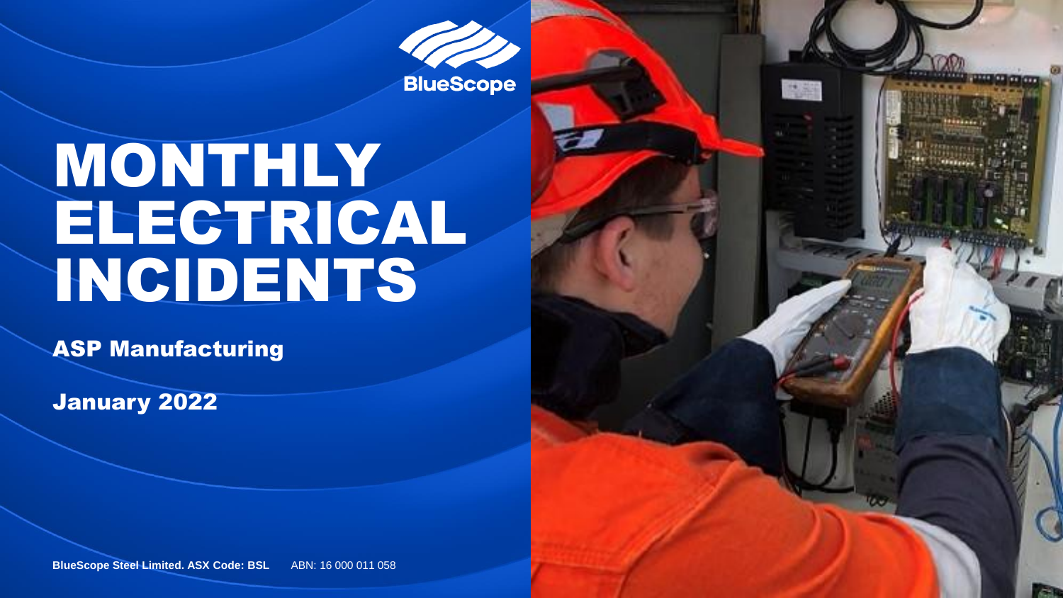BlueScope

# MONTHLY ELECTRICAL INCIDENTS

## ASP Manufacturing

## January 2022

**BlueScope Steel Limited. ASX Code: BSL** ABN: 16 000 011 058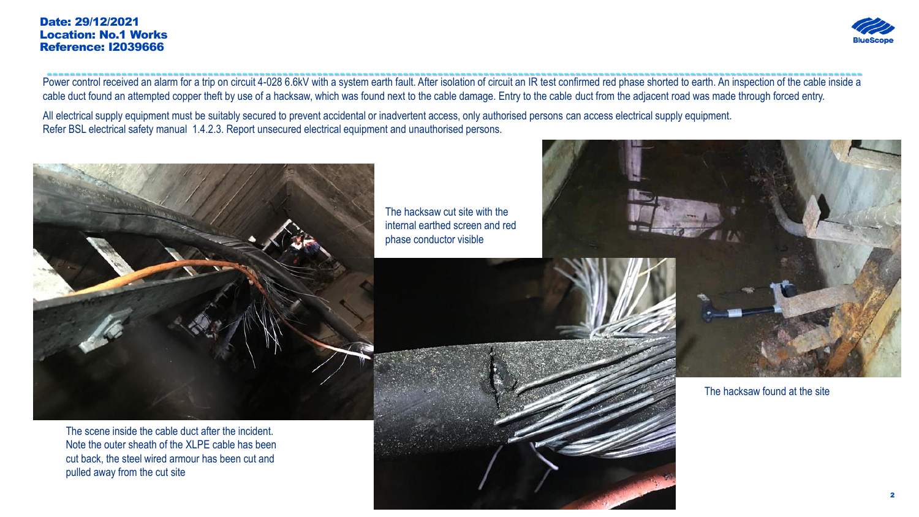**Date: 29/12/2021**
**Location: No.1 Works**
**Reference: I2039666**

Power control received an alarm for a trip on circuit 4-028 6.6kV with a system earth fault. After isolation of circuit an IR test confirmed red phase shorted to earth. An inspection of the cable inside a cable duct found an attempted copper theft by use of a hacksaw, which was found next to the cable damage. Entry to the cable duct from the adjacent road was made through forced entry.

All electrical supply equipment must be suitably secured to prevent accidental or inadvertent access, only authorised persons can access electrical supply equipment.
Refer BSL electrical safety manual 1.4.2.3. Report unsecured electrical equipment and unauthorised persons.

The scene inside the cable duct after the incident. Note the outer sheath of the XLPE cable has been cut back, the steel wired armour has been cut and pulled away from the cut site

The hacksaw cut site with the internal earthed screen and red phase conductor visible

The hacksaw found at the site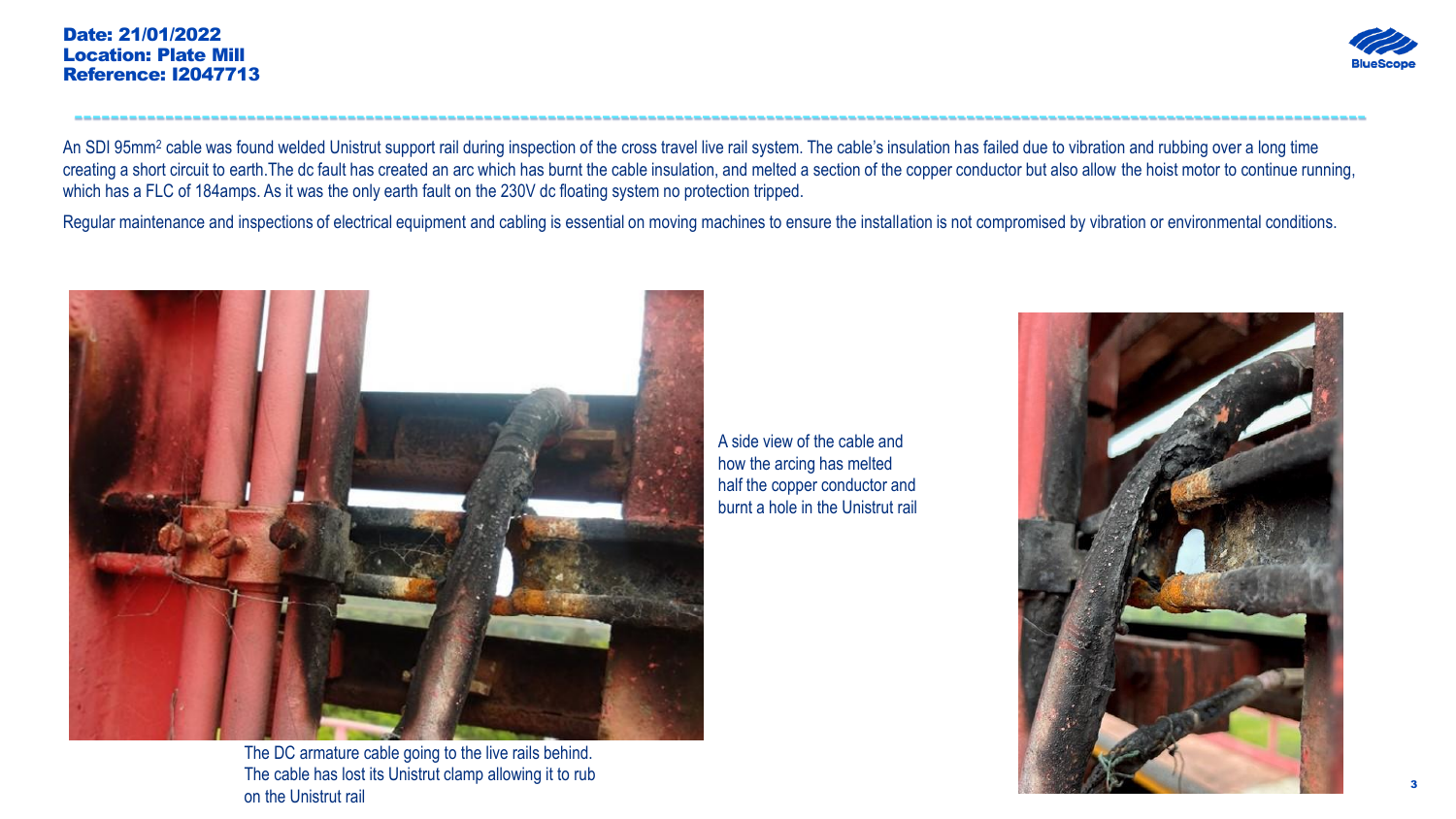**Date: 21/01/2022**
**Location: Plate Mill**
**Reference: I2047713**

An SDI 95mm$^2$ cable was found welded Unistrut support rail during inspection of the cross travel live rail system. The cable's insulation has failed due to vibration and rubbing over a long time creating a short circuit to earth.The dc fault has created an arc which has burnt the cable insulation, and melted a section of the copper conductor but also allow the hoist motor to continue running, which has a FLC of 184amps. As it was the only earth fault on the 230V dc floating system no protection tripped.

Regular maintenance and inspections of electrical equipment and cabling is essential on moving machines to ensure the installation is not compromised by vibration or environmental conditions.

The DC armature cable going to the live rails behind. The cable has lost its Unistrut clamp allowing it to rub on the Unistrut rail

A side view of the cable and how the arcing has melted half the copper conductor and burnt a hole in the Unistrut rail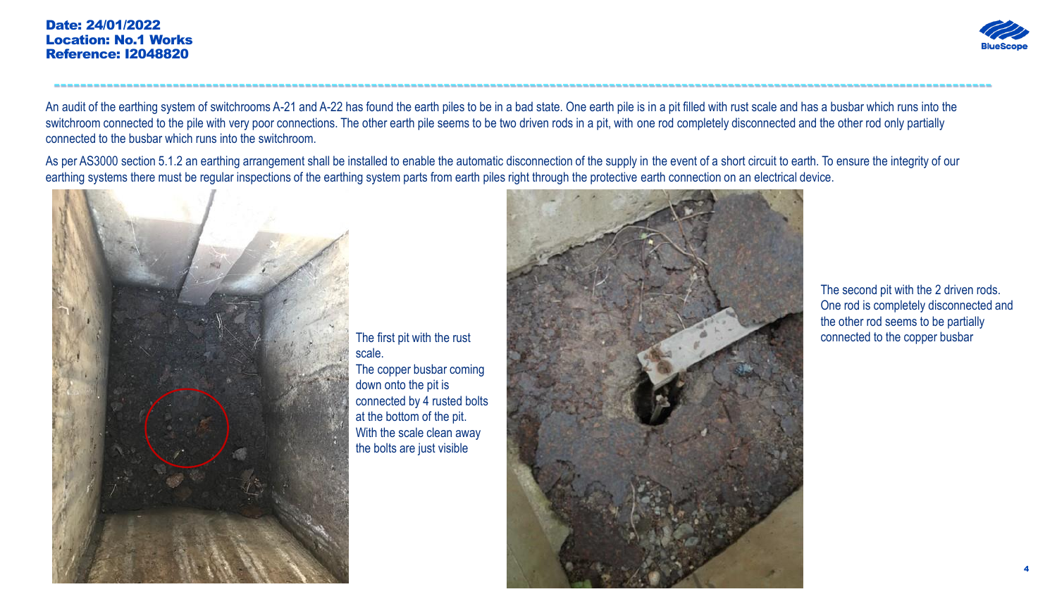**Date: 24/01/2022**
**Location: No.1 Works**
**Reference: I2048820**

An audit of the earthing system of switchrooms A-21 and A-22 has found the earth piles to be in a bad state. One earth pile is in a pit filled with rust scale and has a busbar which runs into the switchroom connected to the pile with very poor connections. The other earth pile seems to be two driven rods in a pit, with one rod completely disconnected and the other rod only partially connected to the busbar which runs into the switchroom.

As per AS3000 section 5.1.2 an earthing arrangement shall be installed to enable the automatic disconnection of the supply in the event of a short circuit to earth. To ensure the integrity of our earthing systems there must be regular inspections of the earthing system parts from earth piles right through the protective earth connection on an electrical device.

The first pit with the rust scale.
The copper busbar coming down onto the pit is connected by 4 rusted bolts at the bottom of the pit. With the scale clean away the bolts are just visible

The second pit with the 2 driven rods. One rod is completely disconnected and the other rod seems to be partially connected to the copper busbar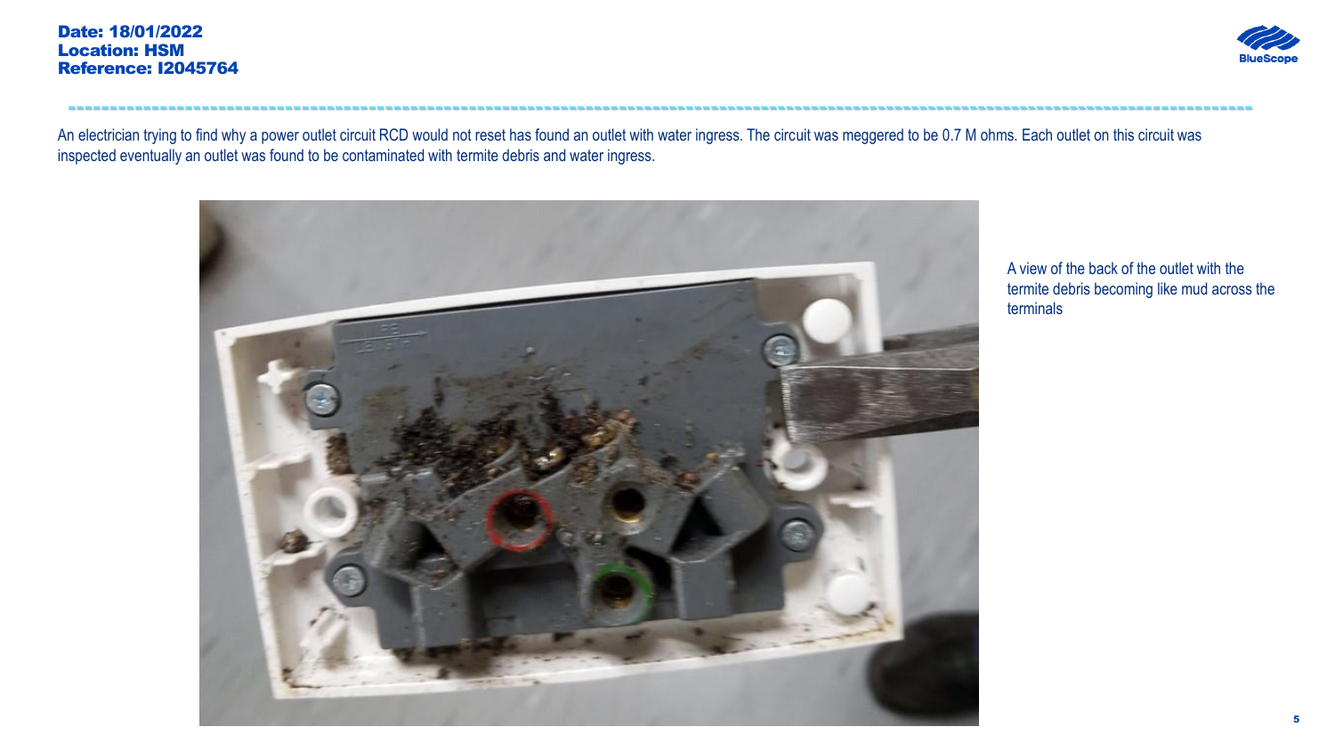**Date: 18/01/2022**
**Location: HSM**
**Reference: I2045764**

An electrician trying to find why a power outlet circuit RCD would not reset has found an outlet with water ingress. The circuit was meggered to be 0.7 M ohms. Each outlet on this circuit was inspected eventually an outlet was found to be contaminated with termite debris and water ingress.

A view of the back of the outlet with the termite debris becoming like mud across the terminals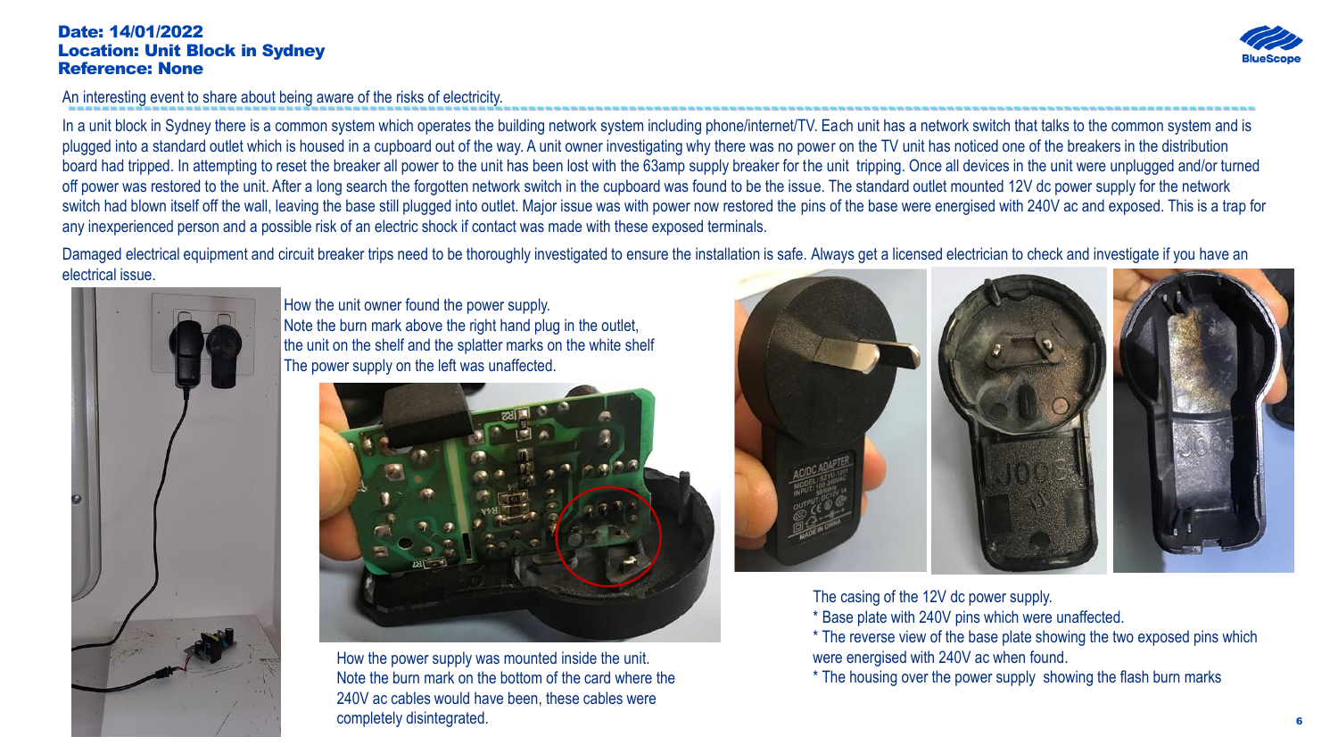**Date: 14/01/2022**
**Location: Unit Block in Sydney**
**Reference: None**

An interesting event to share about being aware of the risks of electricity.

In a unit block in Sydney there is a common system which operates the building network system including phone/internet/TV. Each unit has a network switch that talks to the common system and is plugged into a standard outlet which is housed in a cupboard out of the way. A unit owner investigating why there was no power on the TV unit has noticed one of the breakers in the distribution board had tripped. In attempting to reset the breaker all power to the unit has been lost with the 63amp supply breaker for the unit tripping. Once all devices in the unit were unplugged and/or turned off power was restored to the unit. After a long search the forgotten network switch in the cupboard was found to be the issue. The standard outlet mounted 12V dc power supply for the network switch had blown itself off the wall, leaving the base still plugged into outlet. Major issue was with power now restored the pins of the base were energised with 240V ac and exposed. This is a trap for any inexperienced person and a possible risk of an electric shock if contact was made with these exposed terminals.

Damaged electrical equipment and circuit breaker trips need to be thoroughly investigated to ensure the installation is safe. Always get a licensed electrician to check and investigate if you have an electrical issue.

How the unit owner found the power supply.
Note the burn mark above the right hand plug in the outlet, the unit on the shelf and the splatter marks on the white shelf
The power supply on the left was unaffected.

How the power supply was mounted inside the unit.
Note the burn mark on the bottom of the card where the 240V ac cables would have been, these cables were completely disintegrated.

The casing of the 12V dc power supply.
* Base plate with 240V pins which were unaffected.
* The reverse view of the base plate showing the two exposed pins which were energised with 240V ac when found.
* The housing over the power supply showing the flash burn marks